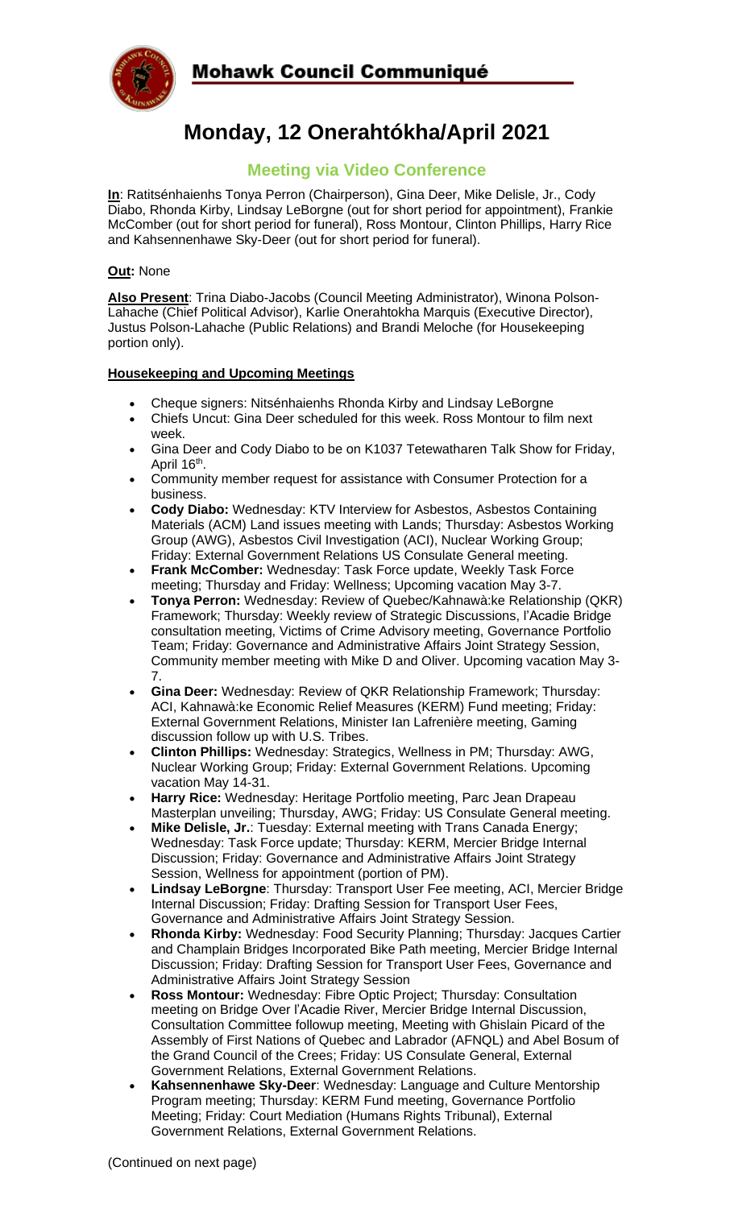# Mohawk Council Communiqué

# Monday, 12 Onerahtókha/April 2021

## Meeting via Video Conference

**In**: Ratitsénhaienhs Tonya Perron (Chairperson), Gina Deer, Mike Delisle, Jr., Cody Diabo, Rhonda Kirby, Lindsay LeBorgne (out for short period for appointment), Frankie McComber (out for short period for funeral), Ross Montour, Clinton Phillips, Harry Rice and Kahsennenhawe Sky-Deer (out for short period for funeral).

**Out:** None

**Also Present**: Trina Diabo-Jacobs (Council Meeting Administrator), Winona Polson-Lahache (Chief Political Advisor), Karlie Onerahtokha Marquis (Executive Director), Justus Polson-Lahache (Public Relations) and Brandi Meloche (for Housekeeping portion only).

**Housekeeping and Upcoming Meetings**

- Cheque signers: Nitsénhaienhs Rhonda Kirby and Lindsay LeBorgne
- Chiefs Uncut: Gina Deer scheduled for this week. Ross Montour to film next week.
- Gina Deer and Cody Diabo to be on K1037 Tetewatharen Talk Show for Friday, April 16th.
- Community member request for assistance with Consumer Protection for a business.
- **Cody Diabo:** Wednesday: KTV Interview for Asbestos, Asbestos Containing Materials (ACM) Land issues meeting with Lands; Thursday: Asbestos Working Group (AWG), Asbestos Civil Investigation (ACI), Nuclear Working Group; Friday: External Government Relations US Consulate General meeting.
- **Frank McComber:** Wednesday: Task Force update, Weekly Task Force meeting; Thursday and Friday: Wellness; Upcoming vacation May 3-7.
- **Tonya Perron:** Wednesday: Review of Quebec/Kahnawà:ke Relationship (QKR) Framework; Thursday: Weekly review of Strategic Discussions, l'Acadie Bridge consultation meeting, Victims of Crime Advisory meeting, Governance Portfolio Team; Friday: Governance and Administrative Affairs Joint Strategy Session, Community member meeting with Mike D and Oliver. Upcoming vacation May 3-7.
- **Gina Deer:** Wednesday: Review of QKR Relationship Framework; Thursday: ACI, Kahnawà:ke Economic Relief Measures (KERM) Fund meeting; Friday: External Government Relations, Minister Ian Lafrenière meeting, Gaming discussion follow up with U.S. Tribes.
- **Clinton Phillips:** Wednesday: Strategics, Wellness in PM; Thursday: AWG, Nuclear Working Group; Friday: External Government Relations. Upcoming vacation May 14-31.
- **Harry Rice:** Wednesday: Heritage Portfolio meeting, Parc Jean Drapeau Masterplan unveiling; Thursday, AWG; Friday: US Consulate General meeting.
- **Mike Delisle, Jr.**: Tuesday: External meeting with Trans Canada Energy; Wednesday: Task Force update; Thursday: KERM, Mercier Bridge Internal Discussion; Friday: Governance and Administrative Affairs Joint Strategy Session, Wellness for appointment (portion of PM).
- **Lindsay LeBorgne**: Thursday: Transport User Fee meeting, ACI, Mercier Bridge Internal Discussion; Friday: Drafting Session for Transport User Fees, Governance and Administrative Affairs Joint Strategy Session.
- **Rhonda Kirby:** Wednesday: Food Security Planning; Thursday: Jacques Cartier and Champlain Bridges Incorporated Bike Path meeting, Mercier Bridge Internal Discussion; Friday: Drafting Session for Transport User Fees, Governance and Administrative Affairs Joint Strategy Session
- **Ross Montour:** Wednesday: Fibre Optic Project; Thursday: Consultation meeting on Bridge Over l'Acadie River, Mercier Bridge Internal Discussion, Consultation Committee followup meeting, Meeting with Ghislain Picard of the Assembly of First Nations of Quebec and Labrador (AFNQL) and Abel Bosum of the Grand Council of the Crees; Friday: US Consulate General, External Government Relations, External Government Relations.
- **Kahsennenhawe Sky-Deer**: Wednesday: Language and Culture Mentorship Program meeting; Thursday: KERM Fund meeting, Governance Portfolio Meeting; Friday: Court Mediation (Humans Rights Tribunal), External Government Relations, External Government Relations.

(Continued on next page)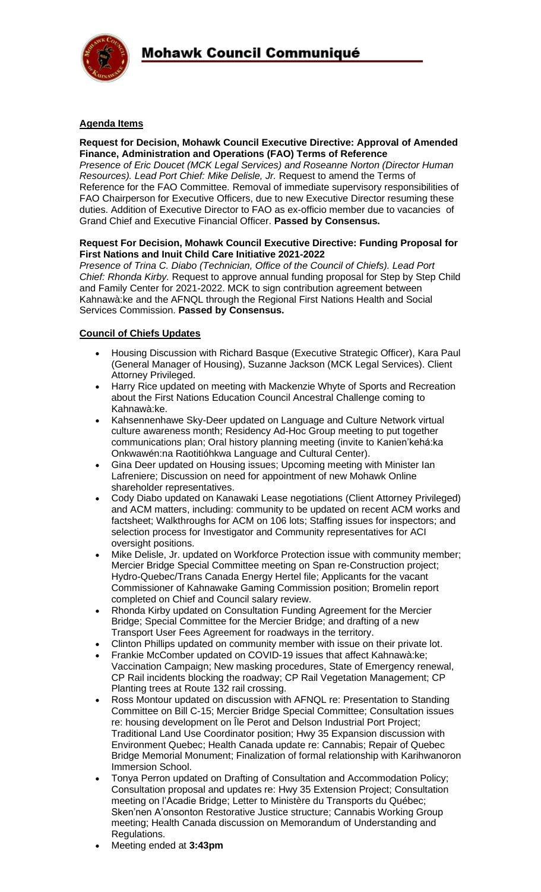# Mohawk Council Communiqué

**Agenda Items**

**Request for Decision, Mohawk Council Executive Directive: Approval of Amended Finance, Administration and Operations (FAO) Terms of Reference**
*Presence of Eric Doucet (MCK Legal Services) and Roseanne Norton (Director Human Resources). Lead Port Chief: Mike Delisle, Jr.* Request to amend the Terms of Reference for the FAO Committee. Removal of immediate supervisory responsibilities of FAO Chairperson for Executive Officers, due to new Executive Director resuming these duties. Addition of Executive Director to FAO as ex-officio member due to vacancies of Grand Chief and Executive Financial Officer. **Passed by Consensus.**

**Request For Decision, Mohawk Council Executive Directive: Funding Proposal for First Nations and Inuit Child Care Initiative 2021-2022**
*Presence of Trina C. Diabo (Technician, Office of the Council of Chiefs). Lead Port Chief: Rhonda Kirby.* Request to approve annual funding proposal for Step by Step Child and Family Center for 2021-2022. MCK to sign contribution agreement between Kahnawà:ke and the AFNQL through the Regional First Nations Health and Social Services Commission. **Passed by Consensus.**

**Council of Chiefs Updates**

- Housing Discussion with Richard Basque (Executive Strategic Officer), Kara Paul (General Manager of Housing), Suzanne Jackson (MCK Legal Services). Client Attorney Privileged.
- Harry Rice updated on meeting with Mackenzie Whyte of Sports and Recreation about the First Nations Education Council Ancestral Challenge coming to Kahnawà:ke.
- Kahsennenhawe Sky-Deer updated on Language and Culture Network virtual culture awareness month; Residency Ad-Hoc Group meeting to put together communications plan; Oral history planning meeting (invite to Kanien'kehá:ka Onkwawén:na Raotitióhkwa Language and Cultural Center).
- Gina Deer updated on Housing issues; Upcoming meeting with Minister Ian Lafreniere; Discussion on need for appointment of new Mohawk Online shareholder representatives.
- Cody Diabo updated on Kanawaki Lease negotiations (Client Attorney Privileged) and ACM matters, including: community to be updated on recent ACM works and factsheet; Walkthroughs for ACM on 106 lots; Staffing issues for inspectors; and selection process for Investigator and Community representatives for ACI oversight positions.
- Mike Delisle, Jr. updated on Workforce Protection issue with community member; Mercier Bridge Special Committee meeting on Span re-Construction project; Hydro-Quebec/Trans Canada Energy Hertel file; Applicants for the vacant Commissioner of Kahnawake Gaming Commission position; Bromelin report completed on Chief and Council salary review.
- Rhonda Kirby updated on Consultation Funding Agreement for the Mercier Bridge; Special Committee for the Mercier Bridge; and drafting of a new Transport User Fees Agreement for roadways in the territory.
- Clinton Phillips updated on community member with issue on their private lot.
- Frankie McComber updated on COVID-19 issues that affect Kahnawà:ke; Vaccination Campaign; New masking procedures, State of Emergency renewal, CP Rail incidents blocking the roadway; CP Rail Vegetation Management; CP Planting trees at Route 132 rail crossing.
- Ross Montour updated on discussion with AFNQL re: Presentation to Standing Committee on Bill C-15; Mercier Bridge Special Committee; Consultation issues re: housing development on Île Perot and Delson Industrial Port Project; Traditional Land Use Coordinator position; Hwy 35 Expansion discussion with Environment Quebec; Health Canada update re: Cannabis; Repair of Quebec Bridge Memorial Monument; Finalization of formal relationship with Karihwanoron Immersion School.
- Tonya Perron updated on Drafting of Consultation and Accommodation Policy; Consultation proposal and updates re: Hwy 35 Extension Project; Consultation meeting on l'Acadie Bridge; Letter to Ministère du Transports du Québec; Sken'nen A'onsonton Restorative Justice structure; Cannabis Working Group meeting; Health Canada discussion on Memorandum of Understanding and Regulations.
- Meeting ended at **3:43pm**